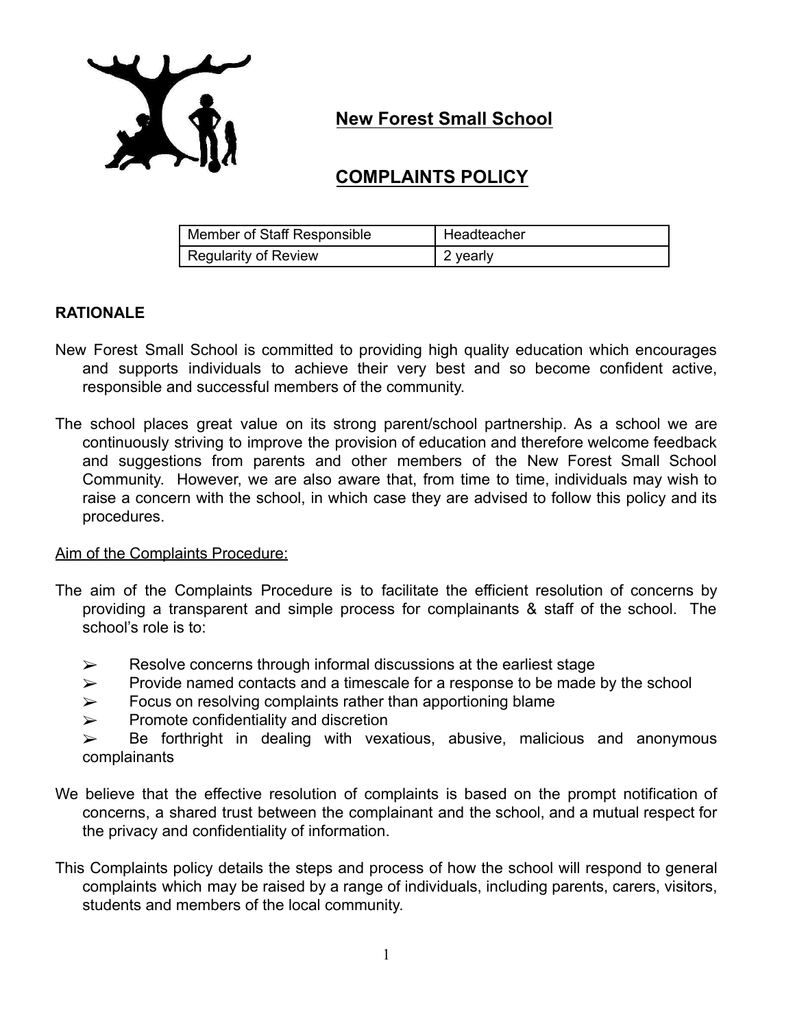# New Forest Small School

## COMPLAINTS POLICY

| Member of Staff Responsible | Headteacher |
| --- | --- |
| Regularity of Review | 2 yearly |

**RATIONALE**

New Forest Small School is committed to providing high quality education which encourages and supports individuals to achieve their very best and so become confident active, responsible and successful members of the community.

The school places great value on its strong parent/school partnership. As a school we are continuously striving to improve the provision of education and therefore welcome feedback and suggestions from parents and other members of the New Forest Small School Community. However, we are also aware that, from time to time, individuals may wish to raise a concern with the school, in which case they are advised to follow this policy and its procedures.

Aim of the Complaints Procedure:

The aim of the Complaints Procedure is to facilitate the efficient resolution of concerns by providing a transparent and simple process for complainants & staff of the school. The school's role is to:

- Resolve concerns through informal discussions at the earliest stage
- Provide named contacts and a timescale for a response to be made by the school
- Focus on resolving complaints rather than apportioning blame
- Promote confidentiality and discretion
- Be forthright in dealing with vexatious, abusive, malicious and anonymous complainants

We believe that the effective resolution of complaints is based on the prompt notification of concerns, a shared trust between the complainant and the school, and a mutual respect for the privacy and confidentiality of information.

This Complaints policy details the steps and process of how the school will respond to general complaints which may be raised by a range of individuals, including parents, carers, visitors, students and members of the local community.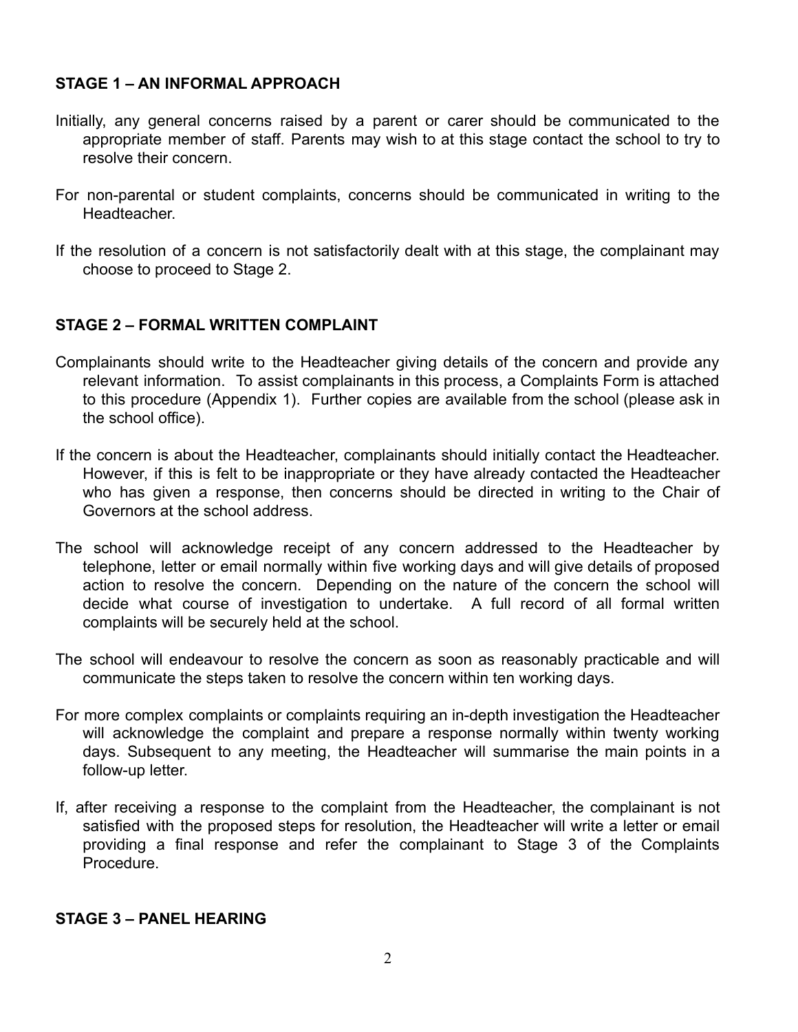## STAGE 1 – AN INFORMAL APPROACH

Initially, any general concerns raised by a parent or carer should be communicated to the appropriate member of staff. Parents may wish to at this stage contact the school to try to resolve their concern.

For non-parental or student complaints, concerns should be communicated in writing to the Headteacher.

If the resolution of a concern is not satisfactorily dealt with at this stage, the complainant may choose to proceed to Stage 2.

## STAGE 2 – FORMAL WRITTEN COMPLAINT

Complainants should write to the Headteacher giving details of the concern and provide any relevant information. To assist complainants in this process, a Complaints Form is attached to this procedure (Appendix 1). Further copies are available from the school (please ask in the school office).

If the concern is about the Headteacher, complainants should initially contact the Headteacher. However, if this is felt to be inappropriate or they have already contacted the Headteacher who has given a response, then concerns should be directed in writing to the Chair of Governors at the school address.

The school will acknowledge receipt of any concern addressed to the Headteacher by telephone, letter or email normally within five working days and will give details of proposed action to resolve the concern. Depending on the nature of the concern the school will decide what course of investigation to undertake. A full record of all formal written complaints will be securely held at the school.

The school will endeavour to resolve the concern as soon as reasonably practicable and will communicate the steps taken to resolve the concern within ten working days.

For more complex complaints or complaints requiring an in-depth investigation the Headteacher will acknowledge the complaint and prepare a response normally within twenty working days. Subsequent to any meeting, the Headteacher will summarise the main points in a follow-up letter.

If, after receiving a response to the complaint from the Headteacher, the complainant is not satisfied with the proposed steps for resolution, the Headteacher will write a letter or email providing a final response and refer the complainant to Stage 3 of the Complaints Procedure.

## STAGE 3 – PANEL HEARING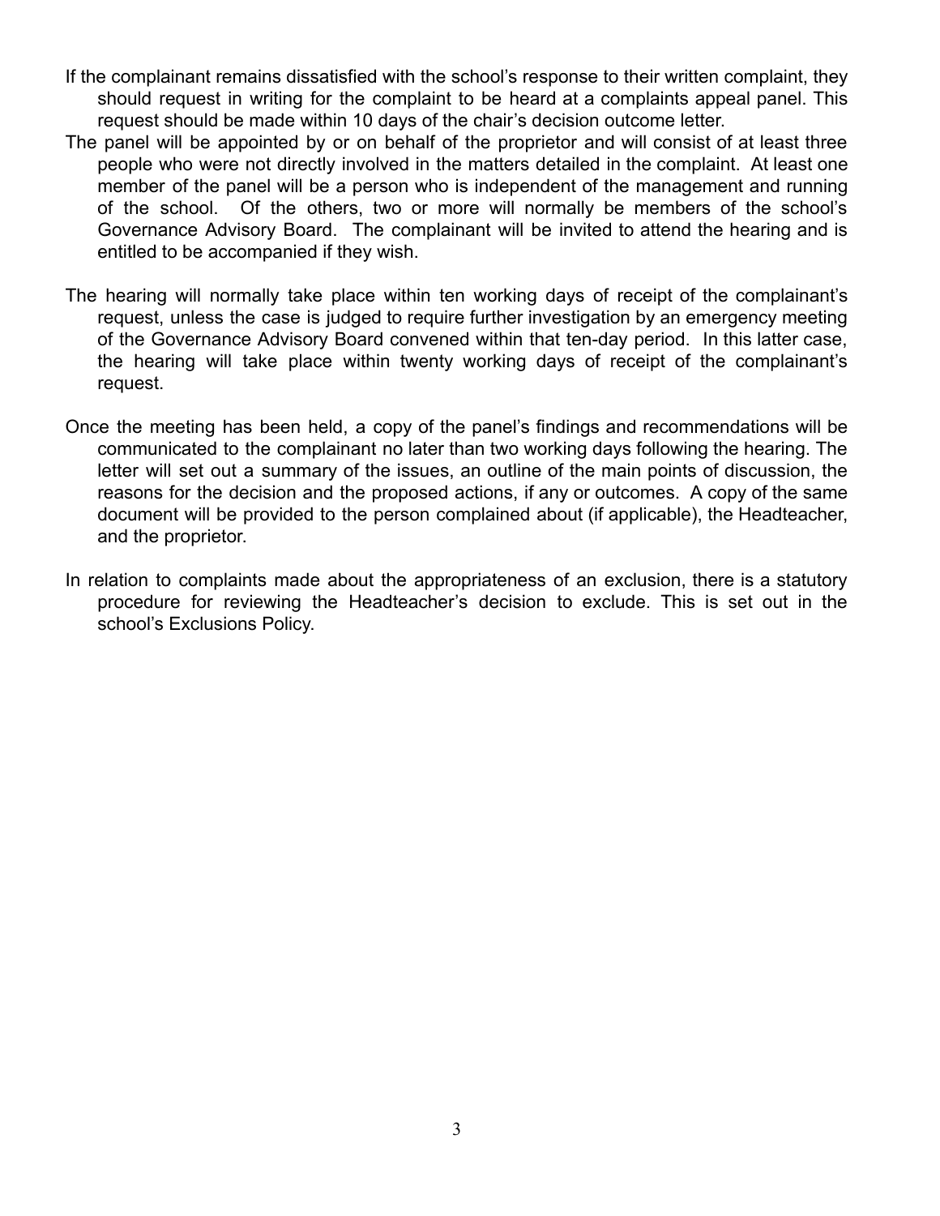If the complainant remains dissatisfied with the school's response to their written complaint, they should request in writing for the complaint to be heard at a complaints appeal panel. This request should be made within 10 days of the chair's decision outcome letter.

The panel will be appointed by or on behalf of the proprietor and will consist of at least three people who were not directly involved in the matters detailed in the complaint. At least one member of the panel will be a person who is independent of the management and running of the school. Of the others, two or more will normally be members of the school's Governance Advisory Board. The complainant will be invited to attend the hearing and is entitled to be accompanied if they wish.

The hearing will normally take place within ten working days of receipt of the complainant's request, unless the case is judged to require further investigation by an emergency meeting of the Governance Advisory Board convened within that ten-day period. In this latter case, the hearing will take place within twenty working days of receipt of the complainant's request.

Once the meeting has been held, a copy of the panel's findings and recommendations will be communicated to the complainant no later than two working days following the hearing. The letter will set out a summary of the issues, an outline of the main points of discussion, the reasons for the decision and the proposed actions, if any or outcomes. A copy of the same document will be provided to the person complained about (if applicable), the Headteacher, and the proprietor.

In relation to complaints made about the appropriateness of an exclusion, there is a statutory procedure for reviewing the Headteacher's decision to exclude. This is set out in the school's Exclusions Policy.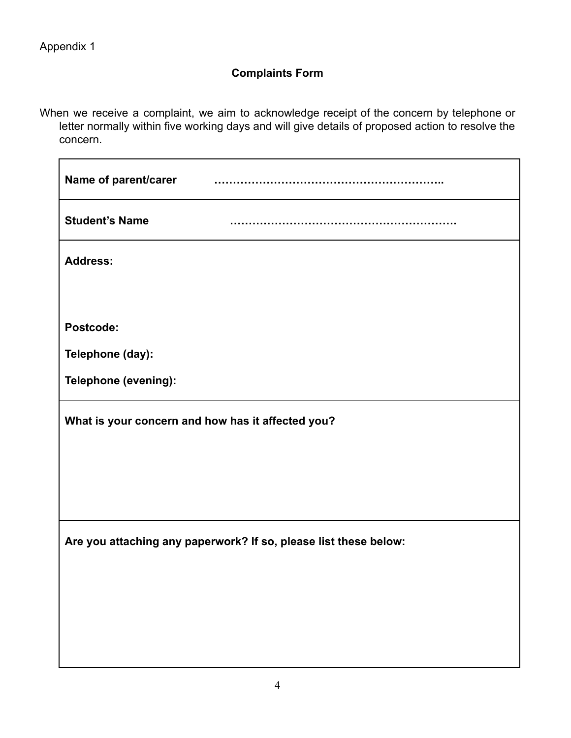Appendix 1

## Complaints Form

When we receive a complaint, we aim to acknowledge receipt of the concern by telephone or letter normally within five working days and will give details of proposed action to resolve the concern.

| |
|---|
| **Name of parent/carer** **……………………………………………………..** |
| **Student's Name** **…………………………………………………….** |
| **Address:**<br><br><br>**Postcode:**<br><br>**Telephone (day):**<br><br>**Telephone (evening):** |
| **What is your concern and how has it affected you?**<br><br><br><br> |
| **Are you attaching any paperwork? If so, please list these below:**<br><br><br><br> |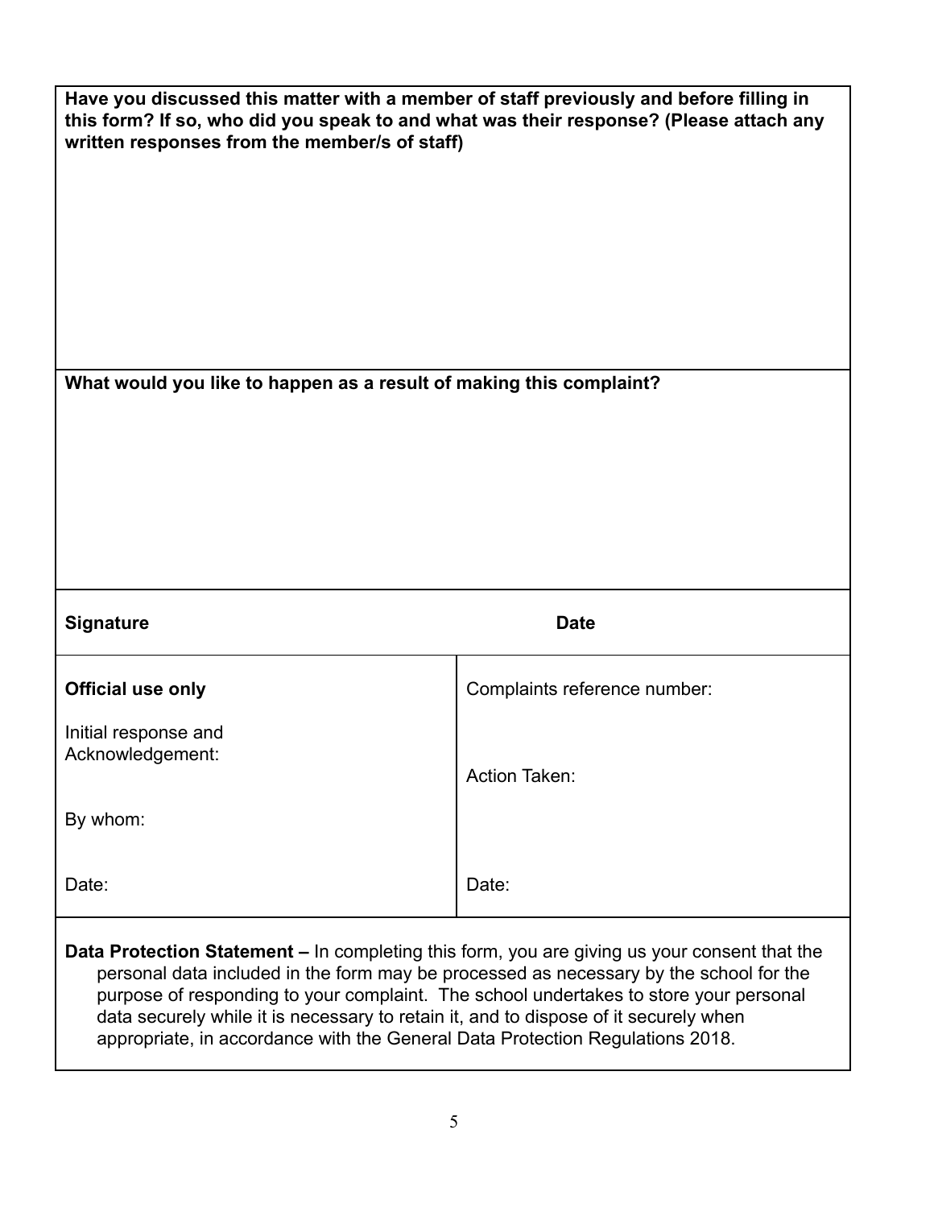**Have you discussed this matter with a member of staff previously and before filling in this form? If so, who did you speak to and what was their response? (Please attach any written responses from the member/s of staff)**

**What would you like to happen as a result of making this complaint?**

| **Signature** | **Date** |
|---|---|
| **Official use only**<br><br>Initial response and Acknowledgement:<br><br>By whom:<br><br>Date: | Complaints reference number:<br><br>Action Taken:<br><br>Date: |

**Data Protection Statement –** In completing this form, you are giving us your consent that the personal data included in the form may be processed as necessary by the school for the purpose of responding to your complaint. The school undertakes to store your personal data securely while it is necessary to retain it, and to dispose of it securely when appropriate, in accordance with the General Data Protection Regulations 2018.